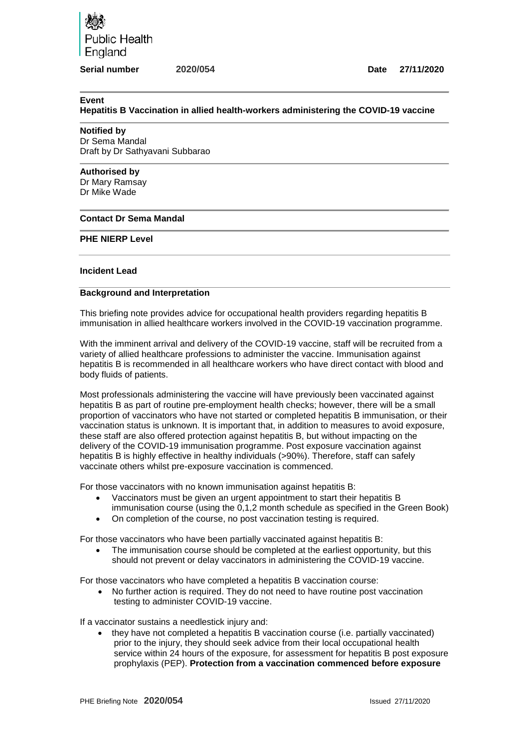Public Health England

**Serial number** **2020/054** **Date** **27/11/2020**

---

**Event**

**Hepatitis B Vaccination in allied health-workers administering the COVID-19 vaccine**

---

**Notified by**

Dr Sema Mandal

Draft by Dr Sathyavani Subbarao

---

**Authorised by**

Dr Mary Ramsay

Dr Mike Wade

---

**Contact Dr Sema Mandal**

---

**PHE NIERP Level**

---

**Incident Lead**

---

**Background and Interpretation**

This briefing note provides advice for occupational health providers regarding hepatitis B immunisation in allied healthcare workers involved in the COVID-19 vaccination programme.

With the imminent arrival and delivery of the COVID-19 vaccine, staff will be recruited from a variety of allied healthcare professions to administer the vaccine. Immunisation against hepatitis B is recommended in all healthcare workers who have direct contact with blood and body fluids of patients.

Most professionals administering the vaccine will have previously been vaccinated against hepatitis B as part of routine pre-employment health checks; however, there will be a small proportion of vaccinators who have not started or completed hepatitis B immunisation, or their vaccination status is unknown. It is important that, in addition to measures to avoid exposure, these staff are also offered protection against hepatitis B, but without impacting on the delivery of the COVID-19 immunisation programme. Post exposure vaccination against hepatitis B is highly effective in healthy individuals (>90%). Therefore, staff can safely vaccinate others whilst pre-exposure vaccination is commenced.

For those vaccinators with no known immunisation against hepatitis B:

- Vaccinators must be given an urgent appointment to start their hepatitis B immunisation course (using the 0,1,2 month schedule as specified in the Green Book)
- On completion of the course, no post vaccination testing is required.

For those vaccinators who have been partially vaccinated against hepatitis B:

- The immunisation course should be completed at the earliest opportunity, but this should not prevent or delay vaccinators in administering the COVID-19 vaccine.

For those vaccinators who have completed a hepatitis B vaccination course:

- No further action is required. They do not need to have routine post vaccination testing to administer COVID-19 vaccine.

If a vaccinator sustains a needlestick injury and:

- they have not completed a hepatitis B vaccination course (i.e. partially vaccinated) prior to the injury, they should seek advice from their local occupational health service within 24 hours of the exposure, for assessment for hepatitis B post exposure prophylaxis (PEP). **Protection from a vaccination commenced before exposure**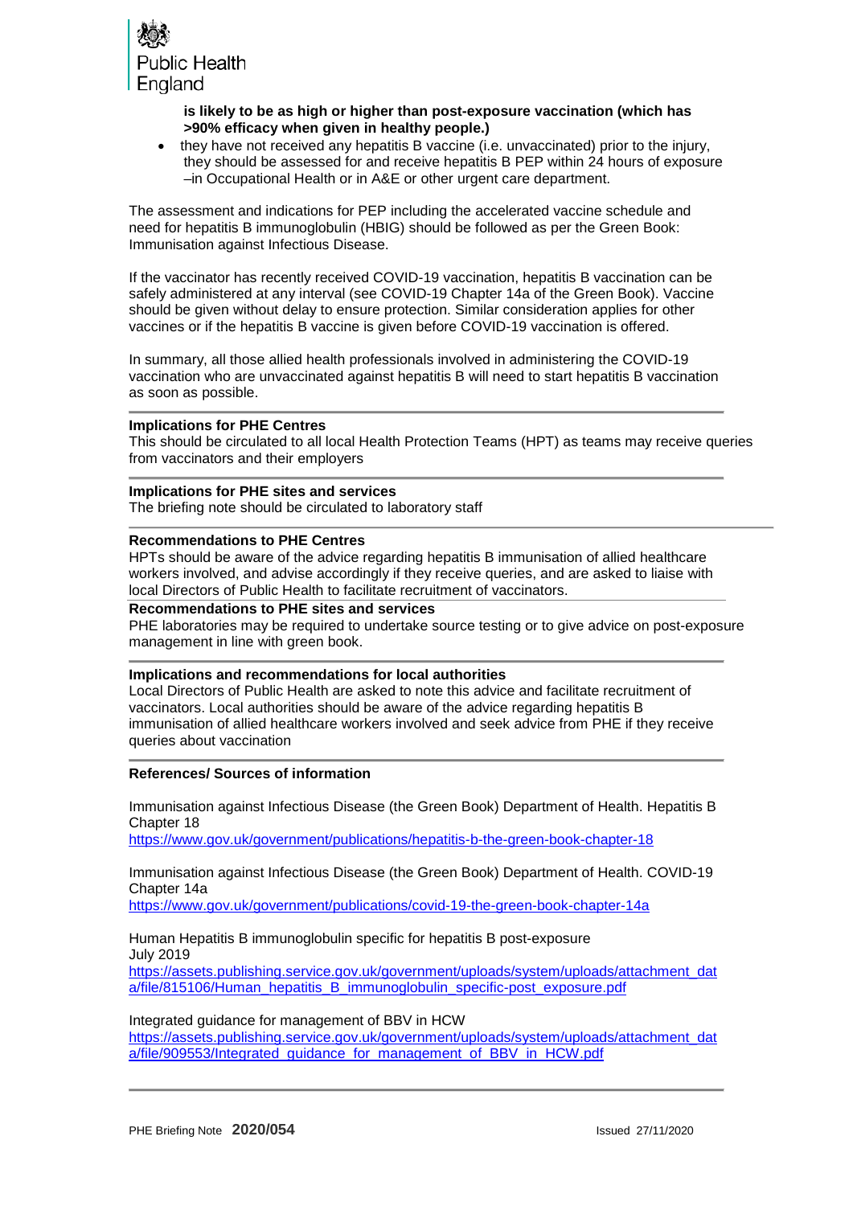**is likely to be as high or higher than post-exposure vaccination (which has >90% efficacy when given in healthy people.)**

- they have not received any hepatitis B vaccine (i.e. unvaccinated) prior to the injury, they should be assessed for and receive hepatitis B PEP within 24 hours of exposure –in Occupational Health or in A&E or other urgent care department.

The assessment and indications for PEP including the accelerated vaccine schedule and need for hepatitis B immunoglobulin (HBIG) should be followed as per the Green Book: Immunisation against Infectious Disease.

If the vaccinator has recently received COVID-19 vaccination, hepatitis B vaccination can be safely administered at any interval (see COVID-19 Chapter 14a of the Green Book). Vaccine should be given without delay to ensure protection. Similar consideration applies for other vaccines or if the hepatitis B vaccine is given before COVID-19 vaccination is offered.

In summary, all those allied health professionals involved in administering the COVID-19 vaccination who are unvaccinated against hepatitis B will need to start hepatitis B vaccination as soon as possible.

---

**Implications for PHE Centres**

This should be circulated to all local Health Protection Teams (HPT) as teams may receive queries from vaccinators and their employers

---

**Implications for PHE sites and services**

The briefing note should be circulated to laboratory staff

---

**Recommendations to PHE Centres**

HPTs should be aware of the advice regarding hepatitis B immunisation of allied healthcare workers involved, and advise accordingly if they receive queries, and are asked to liaise with local Directors of Public Health to facilitate recruitment of vaccinators.

**Recommendations to PHE sites and services**

PHE laboratories may be required to undertake source testing or to give advice on post-exposure management in line with green book.

---

**Implications and recommendations for local authorities**

Local Directors of Public Health are asked to note this advice and facilitate recruitment of vaccinators. Local authorities should be aware of the advice regarding hepatitis B immunisation of allied healthcare workers involved and seek advice from PHE if they receive queries about vaccination

---

**References/ Sources of information**

Immunisation against Infectious Disease (the Green Book) Department of Health. Hepatitis B Chapter 18
https://www.gov.uk/government/publications/hepatitis-b-the-green-book-chapter-18

Immunisation against Infectious Disease (the Green Book) Department of Health. COVID-19 Chapter 14a
https://www.gov.uk/government/publications/covid-19-the-green-book-chapter-14a

Human Hepatitis B immunoglobulin specific for hepatitis B post-exposure
July 2019
https://assets.publishing.service.gov.uk/government/uploads/system/uploads/attachment_data/file/815106/Human_hepatitis_B_immunoglobulin_specific-post_exposure.pdf

Integrated guidance for management of BBV in HCW
https://assets.publishing.service.gov.uk/government/uploads/system/uploads/attachment_data/file/909553/Integrated_guidance_for_management_of_BBV_in_HCW.pdf

---

PHE Briefing Note **2020/054** Issued 27/11/2020